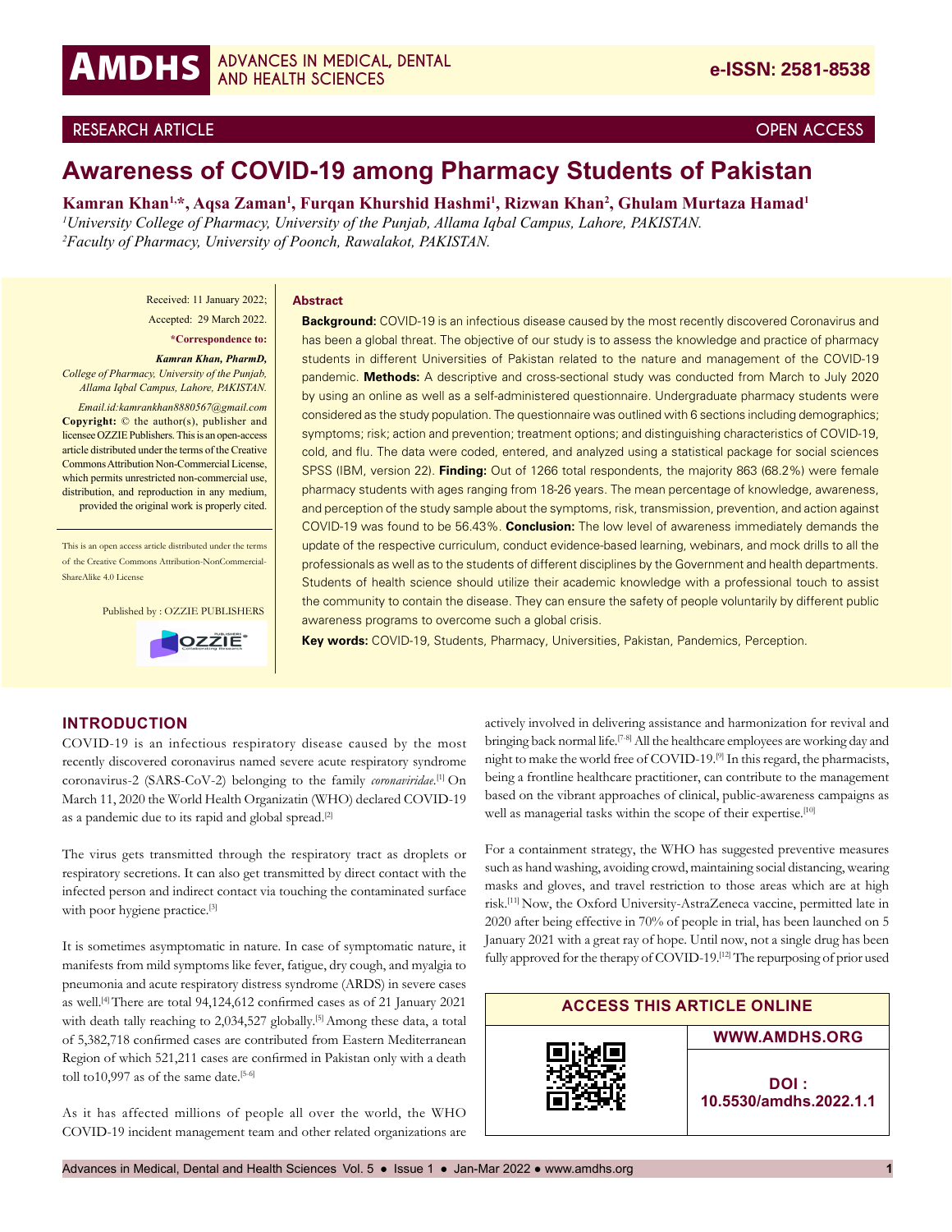RESEARCH ARTICLE

OPEN ACCESS

# Awareness of COVID-19 among Pharmacy Students of Pakistan

**Kamran Khan[1,*], Aqsa Zaman[1], Furqan Khurshid Hashmi[1], Rizwan Khan[2], Ghulam Murtaza Hamad[1]**

[1]*University College of Pharmacy, University of the Punjab, Allama Iqbal Campus, Lahore, PAKISTAN.*
[2]*Faculty of Pharmacy, University of Poonch, Rawalakot, PAKISTAN.*

Received: 11 January 2022;
Accepted: 29 March 2022.

**\*Correspondence to:**

***Kamran Khan, PharmD,***
*College of Pharmacy, University of the Punjab, Allama Iqbal Campus, Lahore, PAKISTAN.*
*Email.id:kamrankhan8880567@gmail.com*

**Copyright:** © the author(s), publisher and licensee OZZIE Publishers. This is an open-access article distributed under the terms of the Creative Commons Attribution Non-Commercial License, which permits unrestricted non-commercial use, distribution, and reproduction in any medium, provided the original work is properly cited.

This is an open access article distributed under the terms of the Creative Commons Attribution-NonCommercial-ShareAlike 4.0 License

Published by : OZZIE PUBLISHERS

## Abstract

**Background:** COVID-19 is an infectious disease caused by the most recently discovered Coronavirus and has been a global threat. The objective of our study is to assess the knowledge and practice of pharmacy students in different Universities of Pakistan related to the nature and management of the COVID-19 pandemic. **Methods:** A descriptive and cross-sectional study was conducted from March to July 2020 by using an online as well as a self-administered questionnaire. Undergraduate pharmacy students were considered as the study population. The questionnaire was outlined with 6 sections including demographics; symptoms; risk; action and prevention; treatment options; and distinguishing characteristics of COVID-19, cold, and flu. The data were coded, entered, and analyzed using a statistical package for social sciences SPSS (IBM, version 22). **Finding:** Out of 1266 total respondents, the majority 863 (68.2%) were female pharmacy students with ages ranging from 18-26 years. The mean percentage of knowledge, awareness, and perception of the study sample about the symptoms, risk, transmission, prevention, and action against COVID-19 was found to be 56.43%. **Conclusion:** The low level of awareness immediately demands the update of the respective curriculum, conduct evidence-based learning, webinars, and mock drills to all the professionals as well as to the students of different disciplines by the Government and health departments. Students of health science should utilize their academic knowledge with a professional touch to assist the community to contain the disease. They can ensure the safety of people voluntarily by different public awareness programs to overcome such a global crisis.

**Key words:** COVID-19, Students, Pharmacy, Universities, Pakistan, Pandemics, Perception.

## INTRODUCTION

COVID-19 is an infectious respiratory disease caused by the most recently discovered coronavirus named severe acute respiratory syndrome coronavirus-2 (SARS-CoV-2) belonging to the family *coronaviridae*.[1] On March 11, 2020 the World Health Organizatin (WHO) declared COVID-19 as a pandemic due to its rapid and global spread.[2]

The virus gets transmitted through the respiratory tract as droplets or respiratory secretions. It can also get transmitted by direct contact with the infected person and indirect contact via touching the contaminated surface with poor hygiene practice.[3]

It is sometimes asymptomatic in nature. In case of symptomatic nature, it manifests from mild symptoms like fever, fatigue, dry cough, and myalgia to pneumonia and acute respiratory distress syndrome (ARDS) in severe cases as well.[4] There are total 94,124,612 confirmed cases as of 21 January 2021 with death tally reaching to 2,034,527 globally.[5] Among these data, a total of 5,382,718 confirmed cases are contributed from Eastern Mediterranean Region of which 521,211 cases are confirmed in Pakistan only with a death toll to10,997 as of the same date.[5-6]

As it has affected millions of people all over the world, the WHO COVID-19 incident management team and other related organizations are actively involved in delivering assistance and harmonization for revival and bringing back normal life.[7-8] All the healthcare employees are working day and night to make the world free of COVID-19.[9] In this regard, the pharmacists, being a frontline healthcare practitioner, can contribute to the management based on the vibrant approaches of clinical, public-awareness campaigns as well as managerial tasks within the scope of their expertise.[10]

For a containment strategy, the WHO has suggested preventive measures such as hand washing, avoiding crowd, maintaining social distancing, wearing masks and gloves, and travel restriction to those areas which are at high risk.[11] Now, the Oxford University-AstraZeneca vaccine, permitted late in 2020 after being effective in 70% of people in trial, has been launched on 5 January 2021 with a great ray of hope. Until now, not a single drug has been fully approved for the therapy of COVID-19.[12] The repurposing of prior used

ACCESS THIS ARTICLE ONLINE

WWW.AMDHS.ORG

DOI : 10.5530/amdhs.2022.1.1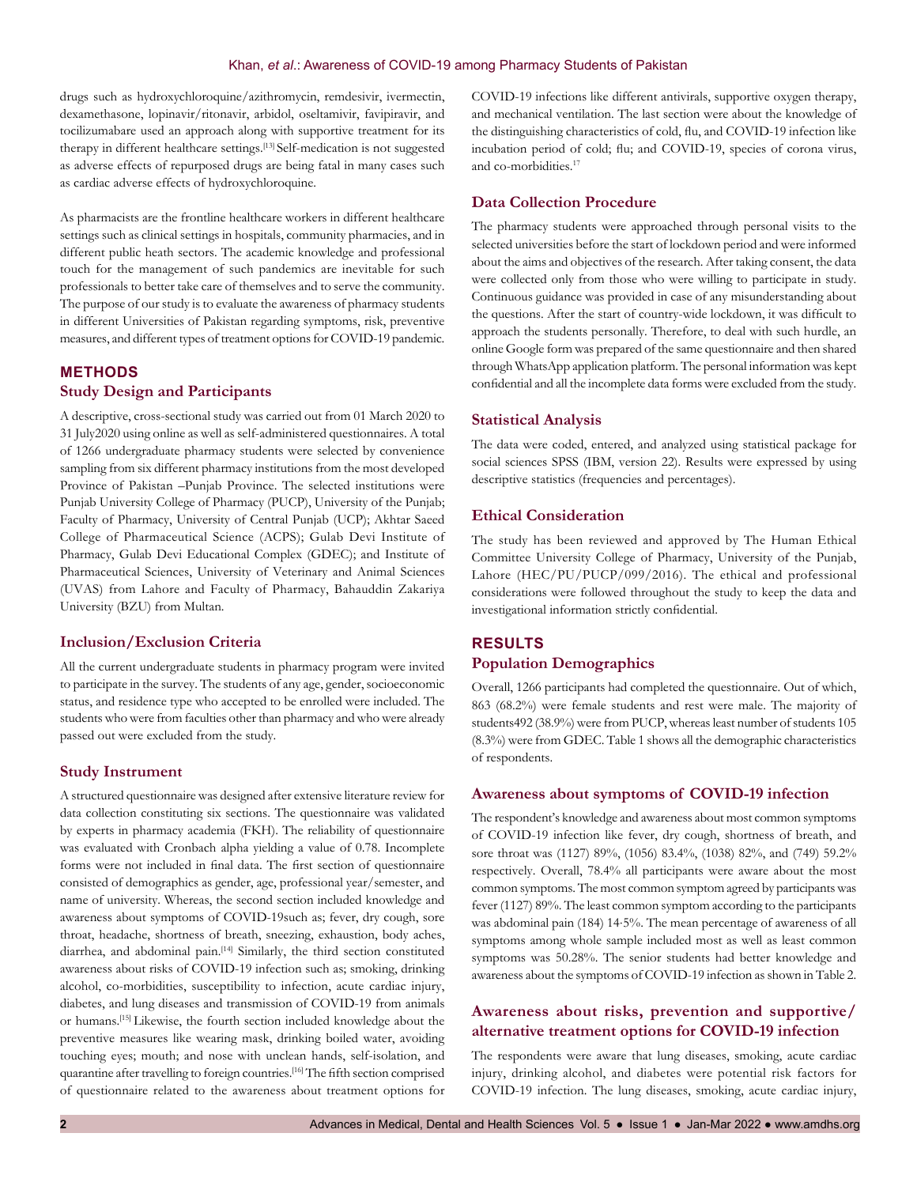drugs such as hydroxychloroquine/azithromycin, remdesivir, ivermectin, dexamethasone, lopinavir/ritonavir, arbidol, oseltamivir, favipiravir, and tocilizumabare used an approach along with supportive treatment for its therapy in different healthcare settings.[13] Self-medication is not suggested as adverse effects of repurposed drugs are being fatal in many cases such as cardiac adverse effects of hydroxychloroquine.

As pharmacists are the frontline healthcare workers in different healthcare settings such as clinical settings in hospitals, community pharmacies, and in different public heath sectors. The academic knowledge and professional touch for the management of such pandemics are inevitable for such professionals to better take care of themselves and to serve the community. The purpose of our study is to evaluate the awareness of pharmacy students in different Universities of Pakistan regarding symptoms, risk, preventive measures, and different types of treatment options for COVID-19 pandemic.

## METHODS

### Study Design and Participants

A descriptive, cross-sectional study was carried out from 01 March 2020 to 31 July2020 using online as well as self-administered questionnaires. A total of 1266 undergraduate pharmacy students were selected by convenience sampling from six different pharmacy institutions from the most developed Province of Pakistan –Punjab Province. The selected institutions were Punjab University College of Pharmacy (PUCP), University of the Punjab; Faculty of Pharmacy, University of Central Punjab (UCP); Akhtar Saeed College of Pharmaceutical Science (ACPS); Gulab Devi Institute of Pharmacy, Gulab Devi Educational Complex (GDEC); and Institute of Pharmaceutical Sciences, University of Veterinary and Animal Sciences (UVAS) from Lahore and Faculty of Pharmacy, Bahauddin Zakariya University (BZU) from Multan.

### Inclusion/Exclusion Criteria

All the current undergraduate students in pharmacy program were invited to participate in the survey. The students of any age, gender, socioeconomic status, and residence type who accepted to be enrolled were included. The students who were from faculties other than pharmacy and who were already passed out were excluded from the study.

### Study Instrument

A structured questionnaire was designed after extensive literature review for data collection constituting six sections. The questionnaire was validated by experts in pharmacy academia (FKH). The reliability of questionnaire was evaluated with Cronbach alpha yielding a value of 0.78. Incomplete forms were not included in final data. The first section of questionnaire consisted of demographics as gender, age, professional year/semester, and name of university. Whereas, the second section included knowledge and awareness about symptoms of COVID-19such as; fever, dry cough, sore throat, headache, shortness of breath, sneezing, exhaustion, body aches, diarrhea, and abdominal pain.[14] Similarly, the third section constituted awareness about risks of COVID-19 infection such as; smoking, drinking alcohol, co-morbidities, susceptibility to infection, acute cardiac injury, diabetes, and lung diseases and transmission of COVID-19 from animals or humans.[15] Likewise, the fourth section included knowledge about the preventive measures like wearing mask, drinking boiled water, avoiding touching eyes; mouth; and nose with unclean hands, self-isolation, and quarantine after travelling to foreign countries.[16] The fifth section comprised of questionnaire related to the awareness about treatment options for COVID-19 infections like different antivirals, supportive oxygen therapy, and mechanical ventilation. The last section were about the knowledge of the distinguishing characteristics of cold, flu, and COVID-19 infection like incubation period of cold; flu; and COVID-19, species of corona virus, and co-morbidities.[17]

### Data Collection Procedure

The pharmacy students were approached through personal visits to the selected universities before the start of lockdown period and were informed about the aims and objectives of the research. After taking consent, the data were collected only from those who were willing to participate in study. Continuous guidance was provided in case of any misunderstanding about the questions. After the start of country-wide lockdown, it was difficult to approach the students personally. Therefore, to deal with such hurdle, an online Google form was prepared of the same questionnaire and then shared through WhatsApp application platform. The personal information was kept confidential and all the incomplete data forms were excluded from the study.

### Statistical Analysis

The data were coded, entered, and analyzed using statistical package for social sciences SPSS (IBM, version 22). Results were expressed by using descriptive statistics (frequencies and percentages).

### Ethical Consideration

The study has been reviewed and approved by The Human Ethical Committee University College of Pharmacy, University of the Punjab, Lahore (HEC/PU/PUCP/099/2016). The ethical and professional considerations were followed throughout the study to keep the data and investigational information strictly confidential.

## RESULTS

### Population Demographics

Overall, 1266 participants had completed the questionnaire. Out of which, 863 (68.2%) were female students and rest were male. The majority of students492 (38.9%) were from PUCP, whereas least number of students 105 (8.3%) were from GDEC. Table 1 shows all the demographic characteristics of respondents.

### Awareness about symptoms of COVID-19 infection

The respondent's knowledge and awareness about most common symptoms of COVID-19 infection like fever, dry cough, shortness of breath, and sore throat was (1127) 89%, (1056) 83.4%, (1038) 82%, and (749) 59.2% respectively. Overall, 78.4% all participants were aware about the most common symptoms. The most common symptom agreed by participants was fever (1127) 89%. The least common symptom according to the participants was abdominal pain (184) 14·5%. The mean percentage of awareness of all symptoms among whole sample included most as well as least common symptoms was 50.28%. The senior students had better knowledge and awareness about the symptoms of COVID-19 infection as shown in Table 2.

### Awareness about risks, prevention and supportive/alternative treatment options for COVID-19 infection

The respondents were aware that lung diseases, smoking, acute cardiac injury, drinking alcohol, and diabetes were potential risk factors for COVID-19 infection. The lung diseases, smoking, acute cardiac injury,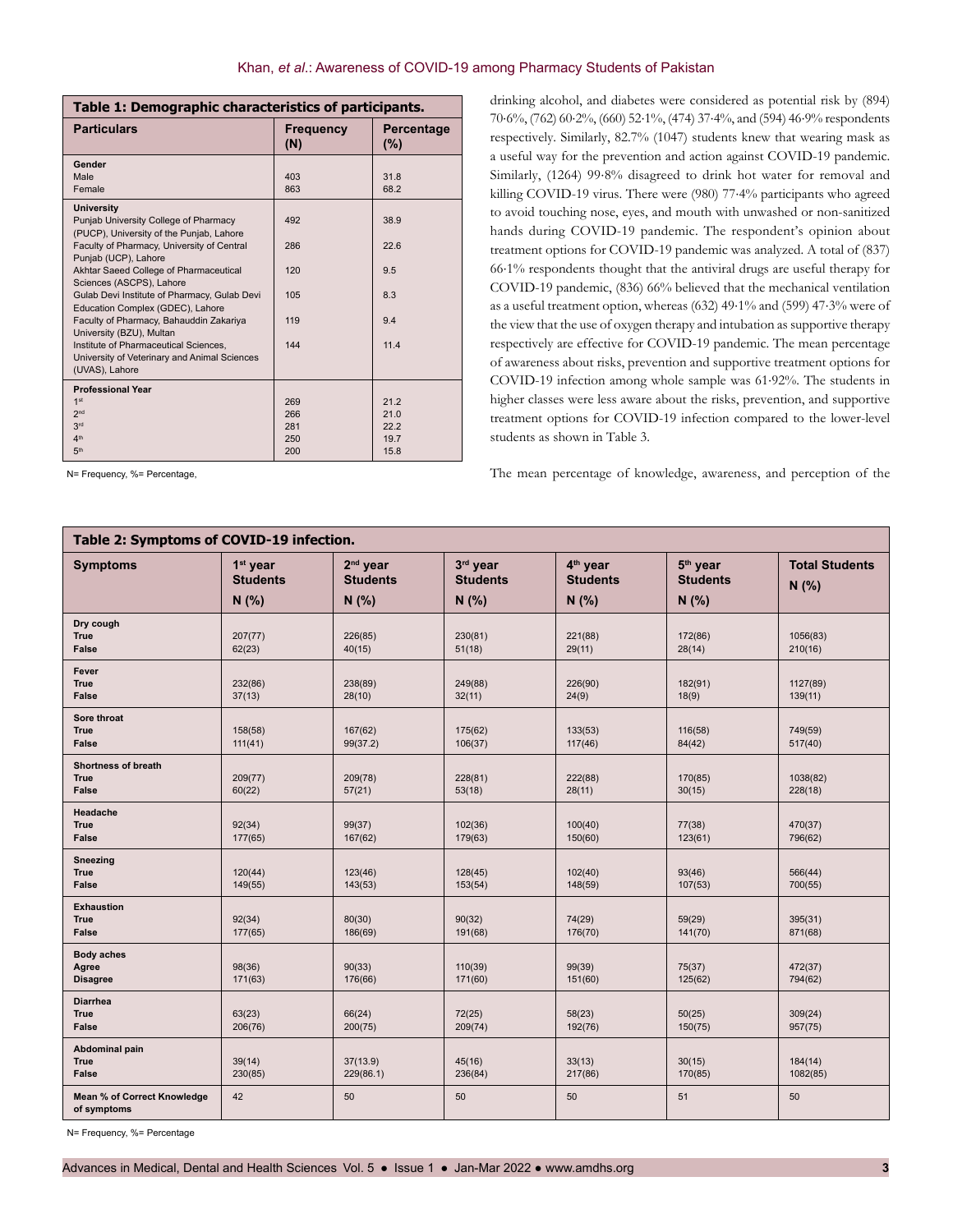**Table 1: Demographic characteristics of participants.**

| Particulars | Frequency (N) | Percentage (%) |
|---|---|---|
| **Gender** | | |
| Male | 403 | 31.8 |
| Female | 863 | 68.2 |
| **University** | | |
| Punjab University College of Pharmacy (PUCP), University of the Punjab, Lahore | 492 | 38.9 |
| Faculty of Pharmacy, University of Central Punjab (UCP), Lahore | 286 | 22.6 |
| Akhtar Saeed College of Pharmaceutical Sciences (ASCPS), Lahore | 120 | 9.5 |
| Gulab Devi Institute of Pharmacy, Gulab Devi Education Complex (GDEC), Lahore | 105 | 8.3 |
| Faculty of Pharmacy, Bahauddin Zakariya University (BZU), Multan | 119 | 9.4 |
| Institute of Pharmaceutical Sciences, University of Veterinary and Animal Sciences (UVAS), Lahore | 144 | 11.4 |
| **Professional Year** | | |
| 1st | 269 | 21.2 |
| 2nd | 266 | 21.0 |
| 3rd | 281 | 22.2 |
| 4th | 250 | 19.7 |
| 5th | 200 | 15.8 |

N= Frequency, %= Percentage,

drinking alcohol, and diabetes were considered as potential risk by (894) 70·6%, (762) 60·2%, (660) 52·1%, (474) 37·4%, and (594) 46·9% respondents respectively. Similarly, 82.7% (1047) students knew that wearing mask as a useful way for the prevention and action against COVID-19 pandemic. Similarly, (1264) 99·8% disagreed to drink hot water for removal and killing COVID-19 virus. There were (980) 77·4% participants who agreed to avoid touching nose, eyes, and mouth with unwashed or non-sanitized hands during COVID-19 pandemic. The respondent's opinion about treatment options for COVID-19 pandemic was analyzed. A total of (837) 66·1% respondents thought that the antiviral drugs are useful therapy for COVID-19 pandemic, (836) 66% believed that the mechanical ventilation as a useful treatment option, whereas (632) 49·1% and (599) 47·3% were of the view that the use of oxygen therapy and intubation as supportive therapy respectively are effective for COVID-19 pandemic. The mean percentage of awareness about risks, prevention and supportive treatment options for COVID-19 infection among whole sample was 61·92%. The students in higher classes were less aware about the risks, prevention, and supportive treatment options for COVID-19 infection compared to the lower-level students as shown in Table 3.

The mean percentage of knowledge, awareness, and perception of the

**Table 2: Symptoms of COVID-19 infection.**

| Symptoms | 1st year Students N (%) | 2nd year Students N (%) | 3rd year Students N (%) | 4th year Students N (%) | 5th year Students N (%) | Total Students N (%) |
|---|---|---|---|---|---|---|
| **Dry cough** | | | | | | |
| **True** | 207(77) | 226(85) | 230(81) | 221(88) | 172(86) | 1056(83) |
| **False** | 62(23) | 40(15) | 51(18) | 29(11) | 28(14) | 210(16) |
| **Fever** | | | | | | |
| **True** | 232(86) | 238(89) | 249(88) | 226(90) | 182(91) | 1127(89) |
| **False** | 37(13) | 28(10) | 32(11) | 24(9) | 18(9) | 139(11) |
| **Sore throat** | | | | | | |
| **True** | 158(58) | 167(62) | 175(62) | 133(53) | 116(58) | 749(59) |
| **False** | 111(41) | 99(37.2) | 106(37) | 117(46) | 84(42) | 517(40) |
| **Shortness of breath** | | | | | | |
| **True** | 209(77) | 209(78) | 228(81) | 222(88) | 170(85) | 1038(82) |
| **False** | 60(22) | 57(21) | 53(18) | 28(11) | 30(15) | 228(18) |
| **Headache** | | | | | | |
| **True** | 92(34) | 99(37) | 102(36) | 100(40) | 77(38) | 470(37) |
| **False** | 177(65) | 167(62) | 179(63) | 150(60) | 123(61) | 796(62) |
| **Sneezing** | | | | | | |
| **True** | 120(44) | 123(46) | 128(45) | 102(40) | 93(46) | 566(44) |
| **False** | 149(55) | 143(53) | 153(54) | 148(59) | 107(53) | 700(55) |
| **Exhaustion** | | | | | | |
| **True** | 92(34) | 80(30) | 90(32) | 74(29) | 59(29) | 395(31) |
| **False** | 177(65) | 186(69) | 191(68) | 176(70) | 141(70) | 871(68) |
| **Body aches** | | | | | | |
| **Agree** | 98(36) | 90(33) | 110(39) | 99(39) | 75(37) | 472(37) |
| **Disagree** | 171(63) | 176(66) | 171(60) | 151(60) | 125(62) | 794(62) |
| **Diarrhea** | | | | | | |
| **True** | 63(23) | 66(24) | 72(25) | 58(23) | 50(25) | 309(24) |
| **False** | 206(76) | 200(75) | 209(74) | 192(76) | 150(75) | 957(75) |
| **Abdominal pain** | | | | | | |
| **True** | 39(14) | 37(13.9) | 45(16) | 33(13) | 30(15) | 184(14) |
| **False** | 230(85) | 229(86.1) | 236(84) | 217(86) | 170(85) | 1082(85) |
| **Mean % of Correct Knowledge of symptoms** | 42 | 50 | 50 | 50 | 51 | 50 |

N= Frequency, %= Percentage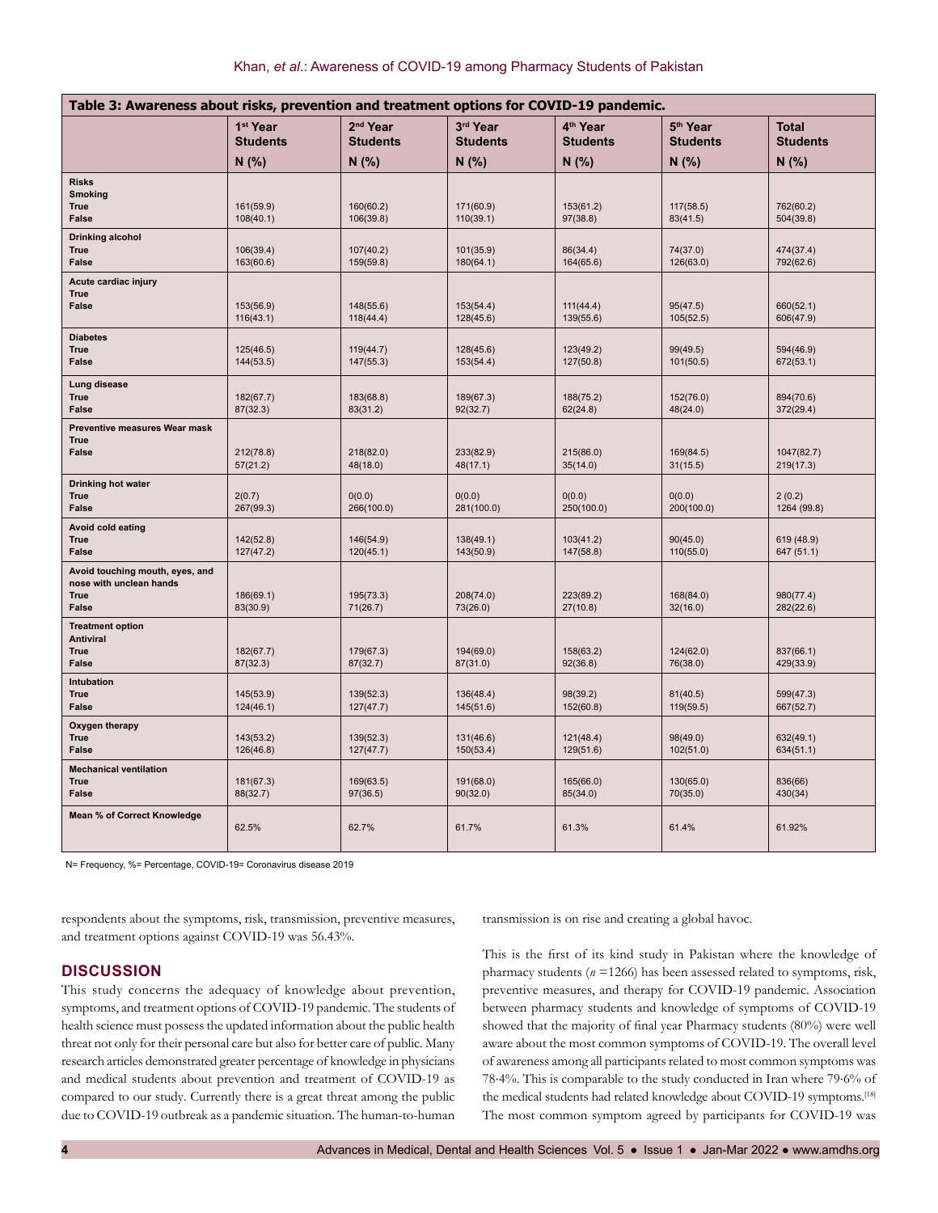**Table 3: Awareness about risks, prevention and treatment options for COVID-19 pandemic.**

| | 1st Year Students N (%) | 2nd Year Students N (%) | 3rd Year Students N (%) | 4th Year Students N (%) | 5th Year Students N (%) | Total Students N (%) |
|---|---|---|---|---|---|---|
| **Risks** | | | | | | |
| **Smoking** | | | | | | |
| **True** | 161(59.9) | 160(60.2) | 171(60.9) | 153(61.2) | 117(58.5) | 762(60.2) |
| **False** | 108(40.1) | 106(39.8) | 110(39.1) | 97(38.8) | 83(41.5) | 504(39.8) |
| **Drinking alcohol** | | | | | | |
| **True** | 106(39.4) | 107(40.2) | 101(35.9) | 86(34.4) | 74(37.0) | 474(37.4) |
| **False** | 163(60.6) | 159(59.8) | 180(64.1) | 164(65.6) | 126(63.0) | 792(62.6) |
| **Acute cardiac injury** | | | | | | |
| **True** | 153(56.9) | 148(55.6) | 153(54.4) | 111(44.4) | 95(47.5) | 660(52.1) |
| **False** | 116(43.1) | 118(44.4) | 128(45.6) | 139(55.6) | 105(52.5) | 606(47.9) |
| **Diabetes** | | | | | | |
| **True** | 125(46.5) | 119(44.7) | 128(45.6) | 123(49.2) | 99(49.5) | 594(46.9) |
| **False** | 144(53.5) | 147(55.3) | 153(54.4) | 127(50.8) | 101(50.5) | 672(53.1) |
| **Lung disease** | | | | | | |
| **True** | 182(67.7) | 183(68.8) | 189(67.3) | 188(75.2) | 152(76.0) | 894(70.6) |
| **False** | 87(32.3) | 83(31.2) | 92(32.7) | 62(24.8) | 48(24.0) | 372(29.4) |
| **Preventive measures Wear mask** | | | | | | |
| **True** | 212(78.8) | 218(82.0) | 233(82.9) | 215(86.0) | 169(84.5) | 1047(82.7) |
| **False** | 57(21.2) | 48(18.0) | 48(17.1) | 35(14.0) | 31(15.5) | 219(17.3) |
| **Drinking hot water** | | | | | | |
| **True** | 2(0.7) | 0(0.0) | 0(0.0) | 0(0.0) | 0(0.0) | 2 (0.2) |
| **False** | 267(99.3) | 266(100.0) | 281(100.0) | 250(100.0) | 200(100.0) | 1264 (99.8) |
| **Avoid cold eating** | | | | | | |
| **True** | 142(52.8) | 146(54.9) | 138(49.1) | 103(41.2) | 90(45.0) | 619 (48.9) |
| **False** | 127(47.2) | 120(45.1) | 143(50.9) | 147(58.8) | 110(55.0) | 647 (51.1) |
| **Avoid touching mouth, eyes, and nose with unclean hands** | | | | | | |
| **True** | 186(69.1) | 195(73.3) | 208(74.0) | 223(89.2) | 168(84.0) | 980(77.4) |
| **False** | 83(30.9) | 71(26.7) | 73(26.0) | 27(10.8) | 32(16.0) | 282(22.6) |
| **Treatment option** | | | | | | |
| **Antiviral** | | | | | | |
| **True** | 182(67.7) | 179(67.3) | 194(69.0) | 158(63.2) | 124(62.0) | 837(66.1) |
| **False** | 87(32.3) | 87(32.7) | 87(31.0) | 92(36.8) | 76(38.0) | 429(33.9) |
| **Intubation** | | | | | | |
| **True** | 145(53.9) | 139(52.3) | 136(48.4) | 98(39.2) | 81(40.5) | 599(47.3) |
| **False** | 124(46.1) | 127(47.7) | 145(51.6) | 152(60.8) | 119(59.5) | 667(52.7) |
| **Oxygen therapy** | | | | | | |
| **True** | 143(53.2) | 139(52.3) | 131(46.6) | 121(48.4) | 98(49.0) | 632(49.1) |
| **False** | 126(46.8) | 127(47.7) | 150(53.4) | 129(51.6) | 102(51.0) | 634(51.1) |
| **Mechanical ventilation** | | | | | | |
| **True** | 181(67.3) | 169(63.5) | 191(68.0) | 165(66.0) | 130(65.0) | 836(66) |
| **False** | 88(32.7) | 97(36.5) | 90(32.0) | 85(34.0) | 70(35.0) | 430(34) |
| **Mean % of Correct Knowledge** | 62.5% | 62.7% | 61.7% | 61.3% | 61.4% | 61.92% |

N= Frequency, %= Percentage, COVID-19= Coronavirus disease 2019

respondents about the symptoms, risk, transmission, preventive measures, and treatment options against COVID-19 was 56.43%.

## DISCUSSION

This study concerns the adequacy of knowledge about prevention, symptoms, and treatment options of COVID-19 pandemic. The students of health science must possess the updated information about the public health threat not only for their personal care but also for better care of public. Many research articles demonstrated greater percentage of knowledge in physicians and medical students about prevention and treatment of COVID-19 as compared to our study. Currently there is a great threat among the public due to COVID-19 outbreak as a pandemic situation. The human-to-human transmission is on rise and creating a global havoc.

This is the first of its kind study in Pakistan where the knowledge of pharmacy students (*n* =1266) has been assessed related to symptoms, risk, preventive measures, and therapy for COVID-19 pandemic. Association between pharmacy students and knowledge of symptoms of COVID-19 showed that the majority of final year Pharmacy students (80%) were well aware about the most common symptoms of COVID-19. The overall level of awareness among all participants related to most common symptoms was 78·4%. This is comparable to the study conducted in Iran where 79·6% of the medical students had related knowledge about COVID-19 symptoms.[18] The most common symptom agreed by participants for COVID-19 was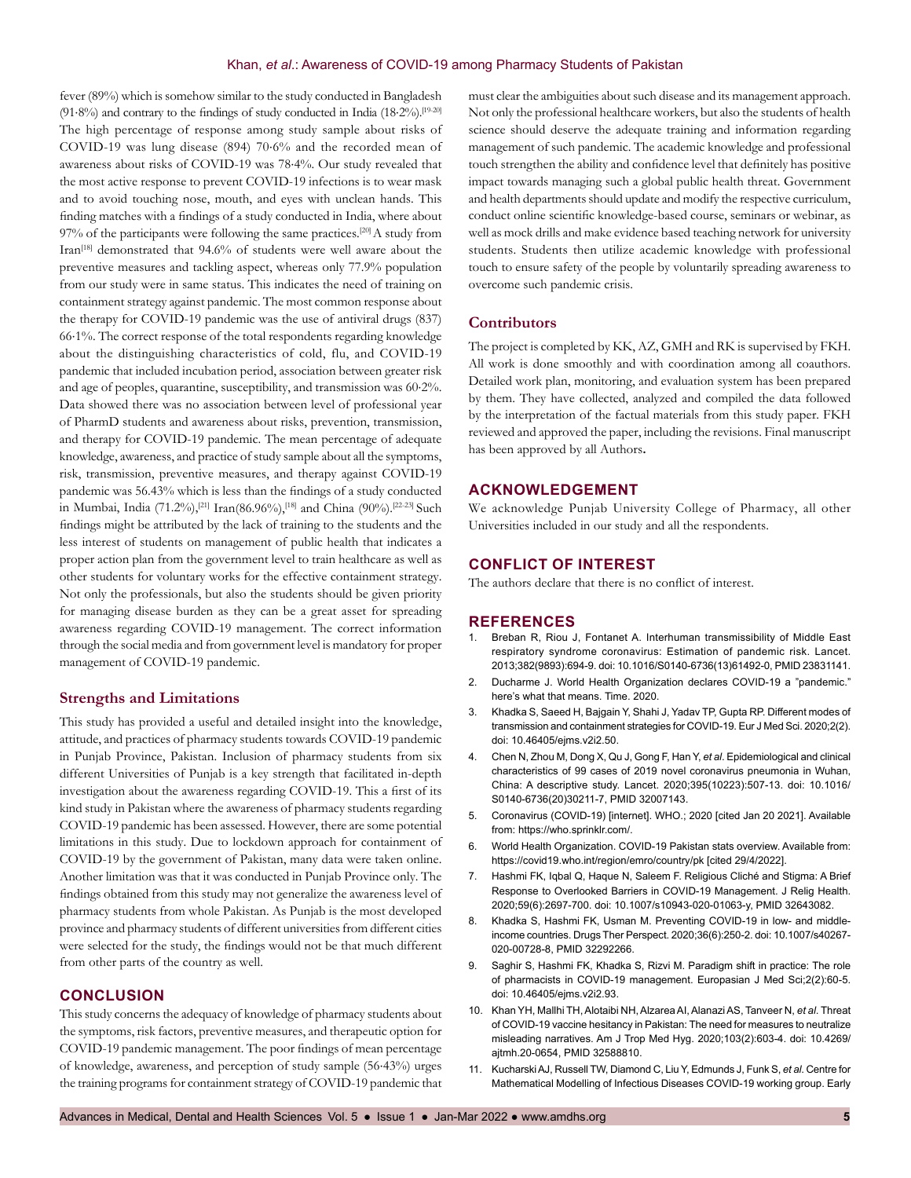fever (89%) which is somehow similar to the study conducted in Bangladesh (91·8%) and contrary to the findings of study conducted in India (18·2%).[19-20] The high percentage of response among study sample about risks of COVID-19 was lung disease (894) 70·6% and the recorded mean of awareness about risks of COVID-19 was 78·4%. Our study revealed that the most active response to prevent COVID-19 infections is to wear mask and to avoid touching nose, mouth, and eyes with unclean hands. This finding matches with a findings of a study conducted in India, where about 97% of the participants were following the same practices.[20] A study from Iran[18] demonstrated that 94.6% of students were well aware about the preventive measures and tackling aspect, whereas only 77.9% population from our study were in same status. This indicates the need of training on containment strategy against pandemic. The most common response about the therapy for COVID-19 pandemic was the use of antiviral drugs (837) 66·1%. The correct response of the total respondents regarding knowledge about the distinguishing characteristics of cold, flu, and COVID-19 pandemic that included incubation period, association between greater risk and age of peoples, quarantine, susceptibility, and transmission was 60·2%. Data showed there was no association between level of professional year of PharmD students and awareness about risks, prevention, transmission, and therapy for COVID-19 pandemic. The mean percentage of adequate knowledge, awareness, and practice of study sample about all the symptoms, risk, transmission, preventive measures, and therapy against COVID-19 pandemic was 56.43% which is less than the findings of a study conducted in Mumbai, India (71.2%),[21] Iran(86.96%),[18] and China (90%).[22-23] Such findings might be attributed by the lack of training to the students and the less interest of students on management of public health that indicates a proper action plan from the government level to train healthcare as well as other students for voluntary works for the effective containment strategy. Not only the professionals, but also the students should be given priority for managing disease burden as they can be a great asset for spreading awareness regarding COVID-19 management. The correct information through the social media and from government level is mandatory for proper management of COVID-19 pandemic.

### Strengths and Limitations

This study has provided a useful and detailed insight into the knowledge, attitude, and practices of pharmacy students towards COVID-19 pandemic in Punjab Province, Pakistan. Inclusion of pharmacy students from six different Universities of Punjab is a key strength that facilitated in-depth investigation about the awareness regarding COVID-19. This a first of its kind study in Pakistan where the awareness of pharmacy students regarding COVID-19 pandemic has been assessed. However, there are some potential limitations in this study. Due to lockdown approach for containment of COVID-19 by the government of Pakistan, many data were taken online. Another limitation was that it was conducted in Punjab Province only. The findings obtained from this study may not generalize the awareness level of pharmacy students from whole Pakistan. As Punjab is the most developed province and pharmacy students of different universities from different cities were selected for the study, the findings would not be that much different from other parts of the country as well.

## CONCLUSION

This study concerns the adequacy of knowledge of pharmacy students about the symptoms, risk factors, preventive measures, and therapeutic option for COVID-19 pandemic management. The poor findings of mean percentage of knowledge, awareness, and perception of study sample (56·43%) urges the training programs for containment strategy of COVID-19 pandemic that must clear the ambiguities about such disease and its management approach. Not only the professional healthcare workers, but also the students of health science should deserve the adequate training and information regarding management of such pandemic. The academic knowledge and professional touch strengthen the ability and confidence level that definitely has positive impact towards managing such a global public health threat. Government and health departments should update and modify the respective curriculum, conduct online scientific knowledge-based course, seminars or webinar, as well as mock drills and make evidence based teaching network for university students. Students then utilize academic knowledge with professional touch to ensure safety of the people by voluntarily spreading awareness to overcome such pandemic crisis.

### Contributors

The project is completed by KK, AZ, GMH and RK is supervised by FKH. All work is done smoothly and with coordination among all coauthors. Detailed work plan, monitoring, and evaluation system has been prepared by them. They have collected, analyzed and compiled the data followed by the interpretation of the factual materials from this study paper. FKH reviewed and approved the paper, including the revisions. Final manuscript has been approved by all Authors**.**

## ACKNOWLEDGEMENT

We acknowledge Punjab University College of Pharmacy, all other Universities included in our study and all the respondents.

## CONFLICT OF INTEREST

The authors declare that there is no conflict of interest.

## REFERENCES

1. Breban R, Riou J, Fontanet A. Interhuman transmissibility of Middle East respiratory syndrome coronavirus: Estimation of pandemic risk. Lancet. 2013;382(9893):694-9. doi: 10.1016/S0140-6736(13)61492-0, PMID 23831141.
2. Ducharme J. World Health Organization declares COVID-19 a "pandemic." here's what that means. Time. 2020.
3. Khadka S, Saeed H, Bajgain Y, Shahi J, Yadav TP, Gupta RP. Different modes of transmission and containment strategies for COVID-19. Eur J Med Sci. 2020;2(2). doi: 10.46405/ejms.v2i2.50.
4. Chen N, Zhou M, Dong X, Qu J, Gong F, Han Y, *et al*. Epidemiological and clinical characteristics of 99 cases of 2019 novel coronavirus pneumonia in Wuhan, China: A descriptive study. Lancet. 2020;395(10223):507-13. doi: 10.1016/S0140-6736(20)30211-7, PMID 32007143.
5. Coronavirus (COVID-19) [internet]. WHO.; 2020 [cited Jan 20 2021]. Available from: https://who.sprinklr.com/.
6. World Health Organization. COVID-19 Pakistan stats overview. Available from: https://covid19.who.int/region/emro/country/pk [cited 29/4/2022].
7. Hashmi FK, Iqbal Q, Haque N, Saleem F. Religious Cliché and Stigma: A Brief Response to Overlooked Barriers in COVID-19 Management. J Relig Health. 2020;59(6):2697-700. doi: 10.1007/s10943-020-01063-y, PMID 32643082.
8. Khadka S, Hashmi FK, Usman M. Preventing COVID-19 in low- and middle-income countries. Drugs Ther Perspect. 2020;36(6):250-2. doi: 10.1007/s40267-020-00728-8, PMID 32292266.
9. Saghir S, Hashmi FK, Khadka S, Rizvi M. Paradigm shift in practice: The role of pharmacists in COVID-19 management. Europasian J Med Sci;2(2):60-5. doi: 10.46405/ejms.v2i2.93.
10. Khan YH, Mallhi TH, Alotaibi NH, Alzarea AI, Alanazi AS, Tanveer N, *et al*. Threat of COVID-19 vaccine hesitancy in Pakistan: The need for measures to neutralize misleading narratives. Am J Trop Med Hyg. 2020;103(2):603-4. doi: 10.4269/ajtmh.20-0654, PMID 32588810.
11. Kucharski AJ, Russell TW, Diamond C, Liu Y, Edmunds J, Funk S, *et al*. Centre for Mathematical Modelling of Infectious Diseases COVID-19 working group. Early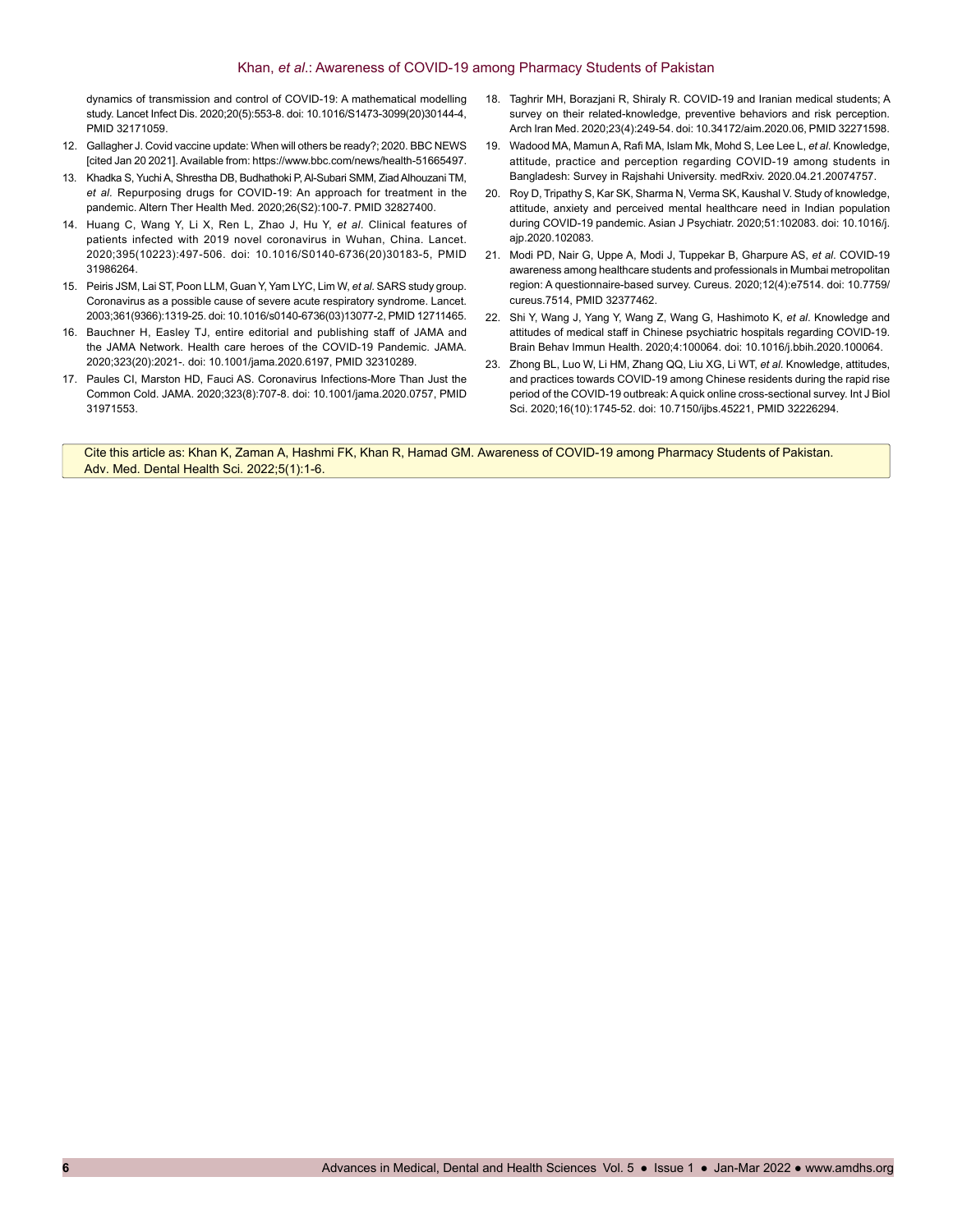dynamics of transmission and control of COVID-19: A mathematical modelling study. Lancet Infect Dis. 2020;20(5):553-8. doi: 10.1016/S1473-3099(20)30144-4, PMID 32171059.

12. Gallagher J. Covid vaccine update: When will others be ready?; 2020. BBC NEWS [cited Jan 20 2021]. Available from: https://www.bbc.com/news/health-51665497.
13. Khadka S, Yuchi A, Shrestha DB, Budhathoki P, Al-Subari SMM, Ziad Alhouzani TM, *et al*. Repurposing drugs for COVID-19: An approach for treatment in the pandemic. Altern Ther Health Med. 2020;26(S2):100-7. PMID 32827400.
14. Huang C, Wang Y, Li X, Ren L, Zhao J, Hu Y, *et al*. Clinical features of patients infected with 2019 novel coronavirus in Wuhan, China. Lancet. 2020;395(10223):497-506. doi: 10.1016/S0140-6736(20)30183-5, PMID 31986264.
15. Peiris JSM, Lai ST, Poon LLM, Guan Y, Yam LYC, Lim W, *et al*. SARS study group. Coronavirus as a possible cause of severe acute respiratory syndrome. Lancet. 2003;361(9366):1319-25. doi: 10.1016/s0140-6736(03)13077-2, PMID 12711465.
16. Bauchner H, Easley TJ, entire editorial and publishing staff of JAMA and the JAMA Network. Health care heroes of the COVID-19 Pandemic. JAMA. 2020;323(20):2021-. doi: 10.1001/jama.2020.6197, PMID 32310289.
17. Paules CI, Marston HD, Fauci AS. Coronavirus Infections-More Than Just the Common Cold. JAMA. 2020;323(8):707-8. doi: 10.1001/jama.2020.0757, PMID 31971553.
18. Taghrir MH, Borazjani R, Shiraly R. COVID-19 and Iranian medical students; A survey on their related-knowledge, preventive behaviors and risk perception. Arch Iran Med. 2020;23(4):249-54. doi: 10.34172/aim.2020.06, PMID 32271598.
19. Wadood MA, Mamun A, Rafi MA, Islam Mk, Mohd S, Lee Lee L, *et al*. Knowledge, attitude, practice and perception regarding COVID-19 among students in Bangladesh: Survey in Rajshahi University. medRxiv. 2020.04.21.20074757.
20. Roy D, Tripathy S, Kar SK, Sharma N, Verma SK, Kaushal V. Study of knowledge, attitude, anxiety and perceived mental healthcare need in Indian population during COVID-19 pandemic. Asian J Psychiatr. 2020;51:102083. doi: 10.1016/j.ajp.2020.102083.
21. Modi PD, Nair G, Uppe A, Modi J, Tuppekar B, Gharpure AS, *et al*. COVID-19 awareness among healthcare students and professionals in Mumbai metropolitan region: A questionnaire-based survey. Cureus. 2020;12(4):e7514. doi: 10.7759/cureus.7514, PMID 32377462.
22. Shi Y, Wang J, Yang Y, Wang Z, Wang G, Hashimoto K, *et al*. Knowledge and attitudes of medical staff in Chinese psychiatric hospitals regarding COVID-19. Brain Behav Immun Health. 2020;4:100064. doi: 10.1016/j.bbih.2020.100064.
23. Zhong BL, Luo W, Li HM, Zhang QQ, Liu XG, Li WT, *et al*. Knowledge, attitudes, and practices towards COVID-19 among Chinese residents during the rapid rise period of the COVID-19 outbreak: A quick online cross-sectional survey. Int J Biol Sci. 2020;16(10):1745-52. doi: 10.7150/ijbs.45221, PMID 32226294.

Cite this article as: Khan K, Zaman A, Hashmi FK, Khan R, Hamad GM. Awareness of COVID-19 among Pharmacy Students of Pakistan. Adv. Med. Dental Health Sci. 2022;5(1):1-6.